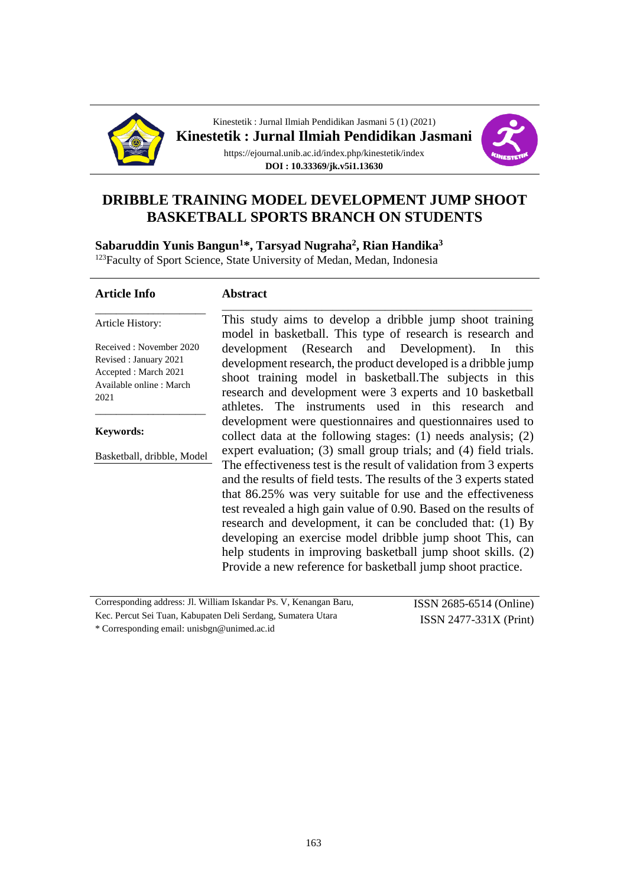Kinestetik : Jurnal Ilmiah Pendidikan Jasmani 5 (1) (2021)

**Kinestetik : Jurnal Ilmiah Pendidikan Jasmani**

https://ejournal.unib.ac.id/index.php/kinestetik/index

**DOI : 10.33369/jk.v5i1.13630**

# DRIBBLE TRAINING MODEL DEVELOPMENT JUMP SHOOT BASKETBALL SPORTS BRANCH ON STUDENTS

**Sabaruddin Yunis Bangun[1]\*, Tarsyad Nugraha[2], Rian Handika[3]**

[123]Faculty of Sport Science, State University of Medan, Medan, Indonesia

**Article Info**

Article History:

Received : November 2020
Revised : January 2021
Accepted : March 2021
Available online : March 2021

**Keywords:**

Basketball, dribble, Model

**Abstract**

This study aims to develop a dribble jump shoot training model in basketball. This type of research is research and development (Research and Development). In this development research, the product developed is a dribble jump shoot training model in basketball.The subjects in this research and development were 3 experts and 10 basketball athletes. The instruments used in this research and development were questionnaires and questionnaires used to collect data at the following stages: (1) needs analysis; (2) expert evaluation; (3) small group trials; and (4) field trials. The effectiveness test is the result of validation from 3 experts and the results of field tests. The results of the 3 experts stated that 86.25% was very suitable for use and the effectiveness test revealed a high gain value of 0.90. Based on the results of research and development, it can be concluded that: (1) By developing an exercise model dribble jump shoot This, can help students in improving basketball jump shoot skills. (2) Provide a new reference for basketball jump shoot practice.

Corresponding address: Jl. William Iskandar Ps. V, Kenangan Baru, Kec. Percut Sei Tuan, Kabupaten Deli Serdang, Sumatera Utara
\* Corresponding email: unisbgn@unimed.ac.id

ISSN 2685-6514 (Online)
ISSN 2477-331X (Print)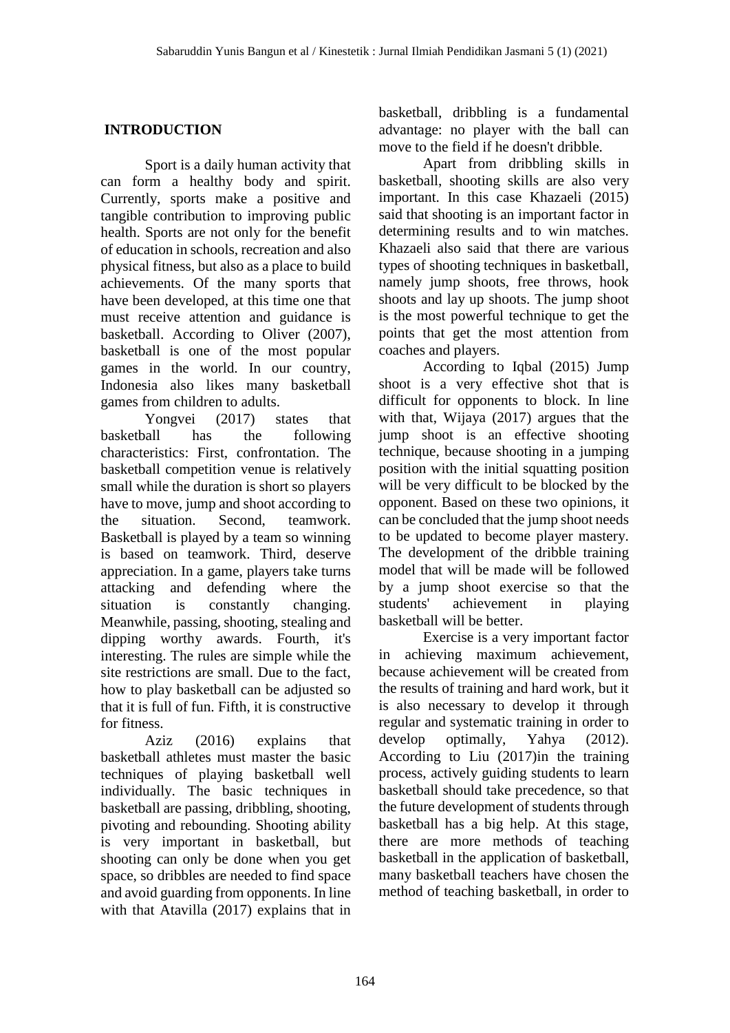## INTRODUCTION

Sport is a daily human activity that can form a healthy body and spirit. Currently, sports make a positive and tangible contribution to improving public health. Sports are not only for the benefit of education in schools, recreation and also physical fitness, but also as a place to build achievements. Of the many sports that have been developed, at this time one that must receive attention and guidance is basketball. According to Oliver (2007), basketball is one of the most popular games in the world. In our country, Indonesia also likes many basketball games from children to adults.

Yongvei (2017) states that basketball has the following characteristics: First, confrontation. The basketball competition venue is relatively small while the duration is short so players have to move, jump and shoot according to the situation. Second, teamwork. Basketball is played by a team so winning is based on teamwork. Third, deserve appreciation. In a game, players take turns attacking and defending where the situation is constantly changing. Meanwhile, passing, shooting, stealing and dipping worthy awards. Fourth, it's interesting. The rules are simple while the site restrictions are small. Due to the fact, how to play basketball can be adjusted so that it is full of fun. Fifth, it is constructive for fitness.

Aziz (2016) explains that basketball athletes must master the basic techniques of playing basketball well individually. The basic techniques in basketball are passing, dribbling, shooting, pivoting and rebounding. Shooting ability is very important in basketball, but shooting can only be done when you get space, so dribbles are needed to find space and avoid guarding from opponents. In line with that Atavilla (2017) explains that in basketball, dribbling is a fundamental advantage: no player with the ball can move to the field if he doesn't dribble.

Apart from dribbling skills in basketball, shooting skills are also very important. In this case Khazaeli (2015) said that shooting is an important factor in determining results and to win matches. Khazaeli also said that there are various types of shooting techniques in basketball, namely jump shoots, free throws, hook shoots and lay up shoots. The jump shoot is the most powerful technique to get the points that get the most attention from coaches and players.

According to Iqbal (2015) Jump shoot is a very effective shot that is difficult for opponents to block. In line with that, Wijaya (2017) argues that the jump shoot is an effective shooting technique, because shooting in a jumping position with the initial squatting position will be very difficult to be blocked by the opponent. Based on these two opinions, it can be concluded that the jump shoot needs to be updated to become player mastery. The development of the dribble training model that will be made will be followed by a jump shoot exercise so that the students' achievement in playing basketball will be better.

Exercise is a very important factor in achieving maximum achievement, because achievement will be created from the results of training and hard work, but it is also necessary to develop it through regular and systematic training in order to develop optimally, Yahya (2012). According to Liu (2017)in the training process, actively guiding students to learn basketball should take precedence, so that the future development of students through basketball has a big help. At this stage, there are more methods of teaching basketball in the application of basketball, many basketball teachers have chosen the method of teaching basketball, in order to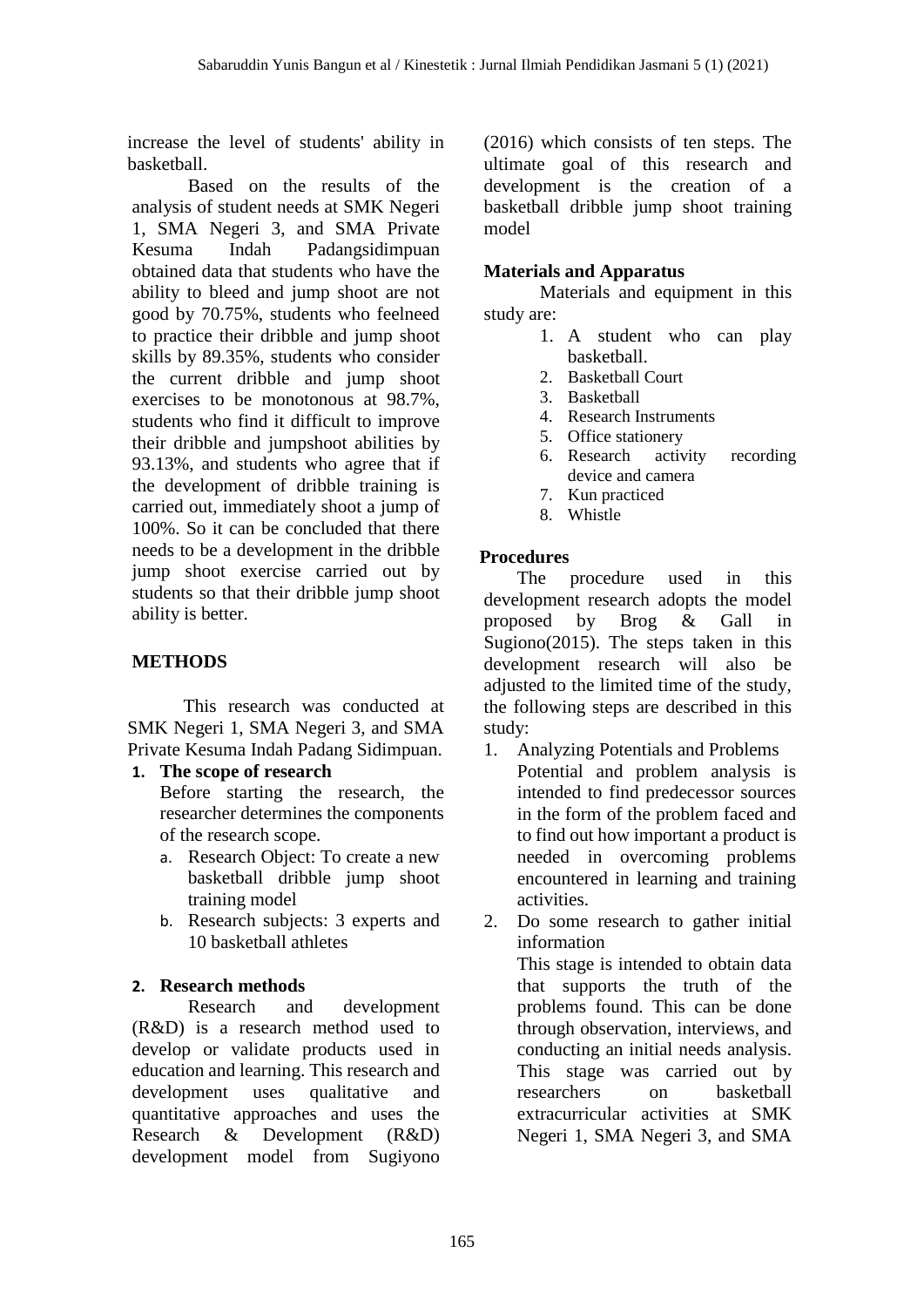increase the level of students' ability in basketball.

Based on the results of the analysis of student needs at SMK Negeri 1, SMA Negeri 3, and SMA Private Kesuma Indah Padangsidimpuan obtained data that students who have the ability to bleed and jump shoot are not good by 70.75%, students who feelneed to practice their dribble and jump shoot skills by 89.35%, students who consider the current dribble and jump shoot exercises to be monotonous at 98.7%, students who find it difficult to improve their dribble and jumpshoot abilities by 93.13%, and students who agree that if the development of dribble training is carried out, immediately shoot a jump of 100%. So it can be concluded that there needs to be a development in the dribble jump shoot exercise carried out by students so that their dribble jump shoot ability is better.

## METHODS

This research was conducted at SMK Negeri 1, SMA Negeri 3, and SMA Private Kesuma Indah Padang Sidimpuan.

1. **The scope of research**

   Before starting the research, the researcher determines the components of the research scope.

   a. Research Object: To create a new basketball dribble jump shoot training model
   b. Research subjects: 3 experts and 10 basketball athletes

2. **Research methods**

Research and development (R&D) is a research method used to develop or validate products used in education and learning. This research and development uses qualitative and quantitative approaches and uses the Research & Development (R&D) development model from Sugiyono (2016) which consists of ten steps. The ultimate goal of this research and development is the creation of a basketball dribble jump shoot training model

### Materials and Apparatus

Materials and equipment in this study are:

1. A student who can play basketball.
2. Basketball Court
3. Basketball
4. Research Instruments
5. Office stationery
6. Research activity recording device and camera
7. Kun practiced
8. Whistle

### Procedures

The procedure used in this development research adopts the model proposed by Brog & Gall in Sugiono(2015). The steps taken in this development research will also be adjusted to the limited time of the study, the following steps are described in this study:

1. Analyzing Potentials and Problems

   Potential and problem analysis is intended to find predecessor sources in the form of the problem faced and to find out how important a product is needed in overcoming problems encountered in learning and training activities.

2. Do some research to gather initial information

   This stage is intended to obtain data that supports the truth of the problems found. This can be done through observation, interviews, and conducting an initial needs analysis. This stage was carried out by researchers on basketball extracurricular activities at SMK Negeri 1, SMA Negeri 3, and SMA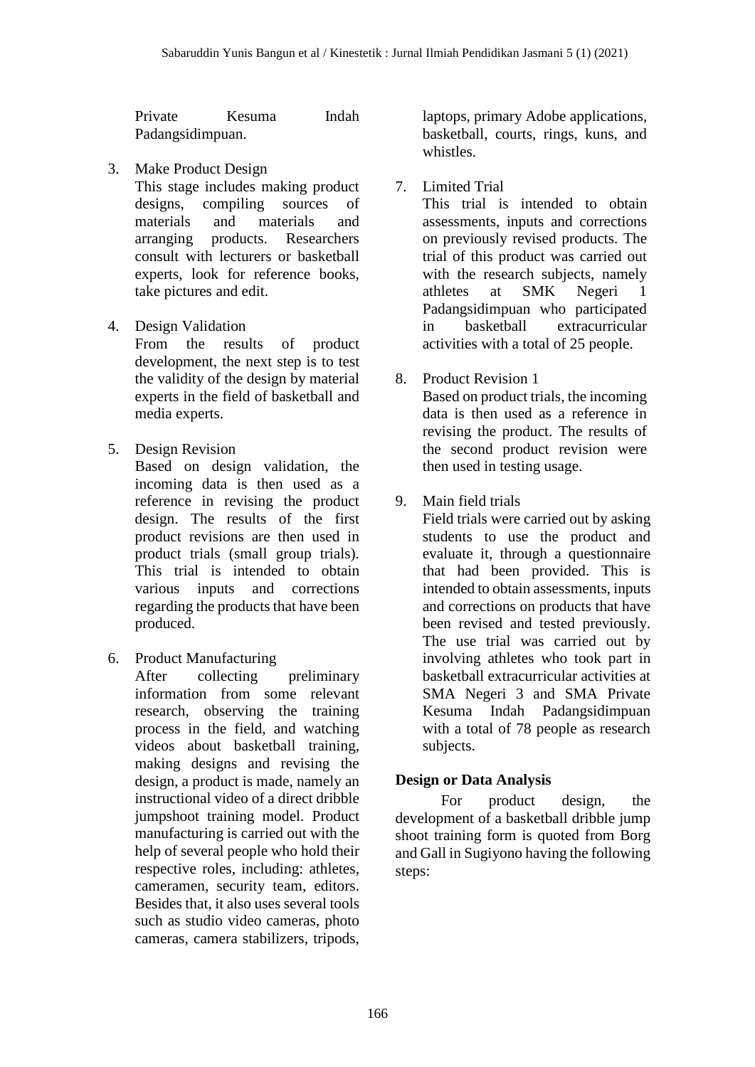Private Kesuma Indah Padangsidimpuan.

3. Make Product Design
   This stage includes making product designs, compiling sources of materials and materials and arranging products. Researchers consult with lecturers or basketball experts, look for reference books, take pictures and edit.

4. Design Validation
   From the results of product development, the next step is to test the validity of the design by material experts in the field of basketball and media experts.

5. Design Revision
   Based on design validation, the incoming data is then used as a reference in revising the product design. The results of the first product revisions are then used in product trials (small group trials). This trial is intended to obtain various inputs and corrections regarding the products that have been produced.

6. Product Manufacturing
   After collecting preliminary information from some relevant research, observing the training process in the field, and watching videos about basketball training, making designs and revising the design, a product is made, namely an instructional video of a direct dribble jumpshoot training model. Product manufacturing is carried out with the help of several people who hold their respective roles, including: athletes, cameramen, security team, editors. Besides that, it also uses several tools such as studio video cameras, photo cameras, camera stabilizers, tripods, laptops, primary Adobe applications, basketball, courts, rings, kuns, and whistles.

7. Limited Trial
   This trial is intended to obtain assessments, inputs and corrections on previously revised products. The trial of this product was carried out with the research subjects, namely athletes at SMK Negeri 1 Padangsidimpuan who participated in basketball extracurricular activities with a total of 25 people.

8. Product Revision 1
   Based on product trials, the incoming data is then used as a reference in revising the product. The results of the second product revision were then used in testing usage.

9. Main field trials
   Field trials were carried out by asking students to use the product and evaluate it, through a questionnaire that had been provided. This is intended to obtain assessments, inputs and corrections on products that have been revised and tested previously. The use trial was carried out by involving athletes who took part in basketball extracurricular activities at SMA Negeri 3 and SMA Private Kesuma Indah Padangsidimpuan with a total of 78 people as research subjects.

**Design or Data Analysis**

For product design, the development of a basketball dribble jump shoot training form is quoted from Borg and Gall in Sugiyono having the following steps: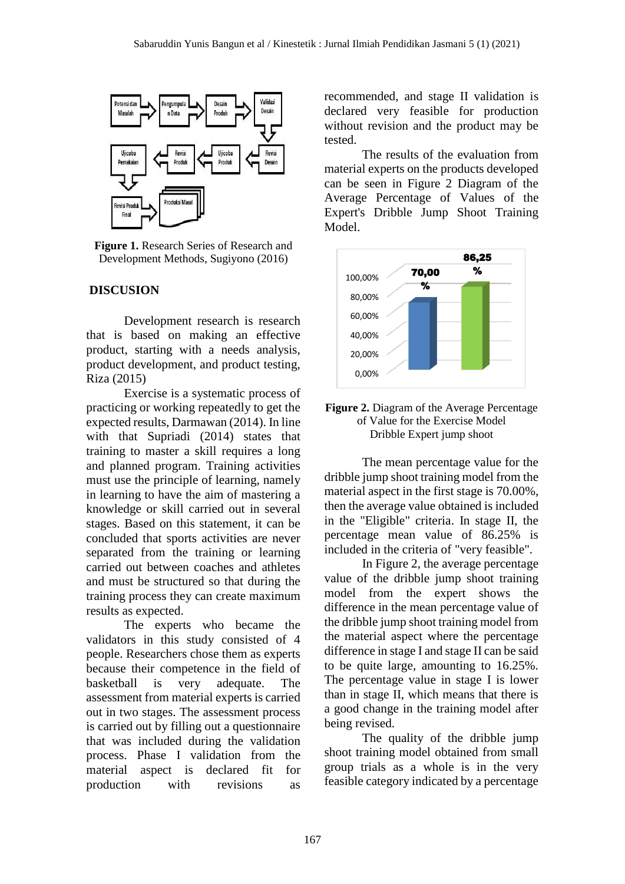Figure 1. Research Series of Research and Development Methods, Sugiyono (2016)

## DISCUSION

Development research is research that is based on making an effective product, starting with a needs analysis, product development, and product testing, Riza (2015)

Exercise is a systematic process of practicing or working repeatedly to get the expected results, Darmawan (2014). In line with that Supriadi (2014) states that training to master a skill requires a long and planned program. Training activities must use the principle of learning, namely in learning to have the aim of mastering a knowledge or skill carried out in several stages. Based on this statement, it can be concluded that sports activities are never separated from the training or learning carried out between coaches and athletes and must be structured so that during the training process they can create maximum results as expected.

The experts who became the validators in this study consisted of 4 people. Researchers chose them as experts because their competence in the field of basketball is very adequate. The assessment from material experts is carried out in two stages. The assessment process is carried out by filling out a questionnaire that was included during the validation process. Phase I validation from the material aspect is declared fit for production with revisions as recommended, and stage II validation is declared very feasible for production without revision and the product may be tested.

The results of the evaluation from material experts on the products developed can be seen in Figure 2 Diagram of the Average Percentage of Values of the Expert's Dribble Jump Shoot Training Model.

Figure 2. Diagram of the Average Percentage of Value for the Exercise Model Dribble Expert jump shoot

The mean percentage value for the dribble jump shoot training model from the material aspect in the first stage is 70.00%, then the average value obtained is included in the "Eligible" criteria. In stage II, the percentage mean value of 86.25% is included in the criteria of "very feasible".

In Figure 2, the average percentage value of the dribble jump shoot training model from the expert shows the difference in the mean percentage value of the dribble jump shoot training model from the material aspect where the percentage difference in stage I and stage II can be said to be quite large, amounting to 16.25%. The percentage value in stage I is lower than in stage II, which means that there is a good change in the training model after being revised.

The quality of the dribble jump shoot training model obtained from small group trials as a whole is in the very feasible category indicated by a percentage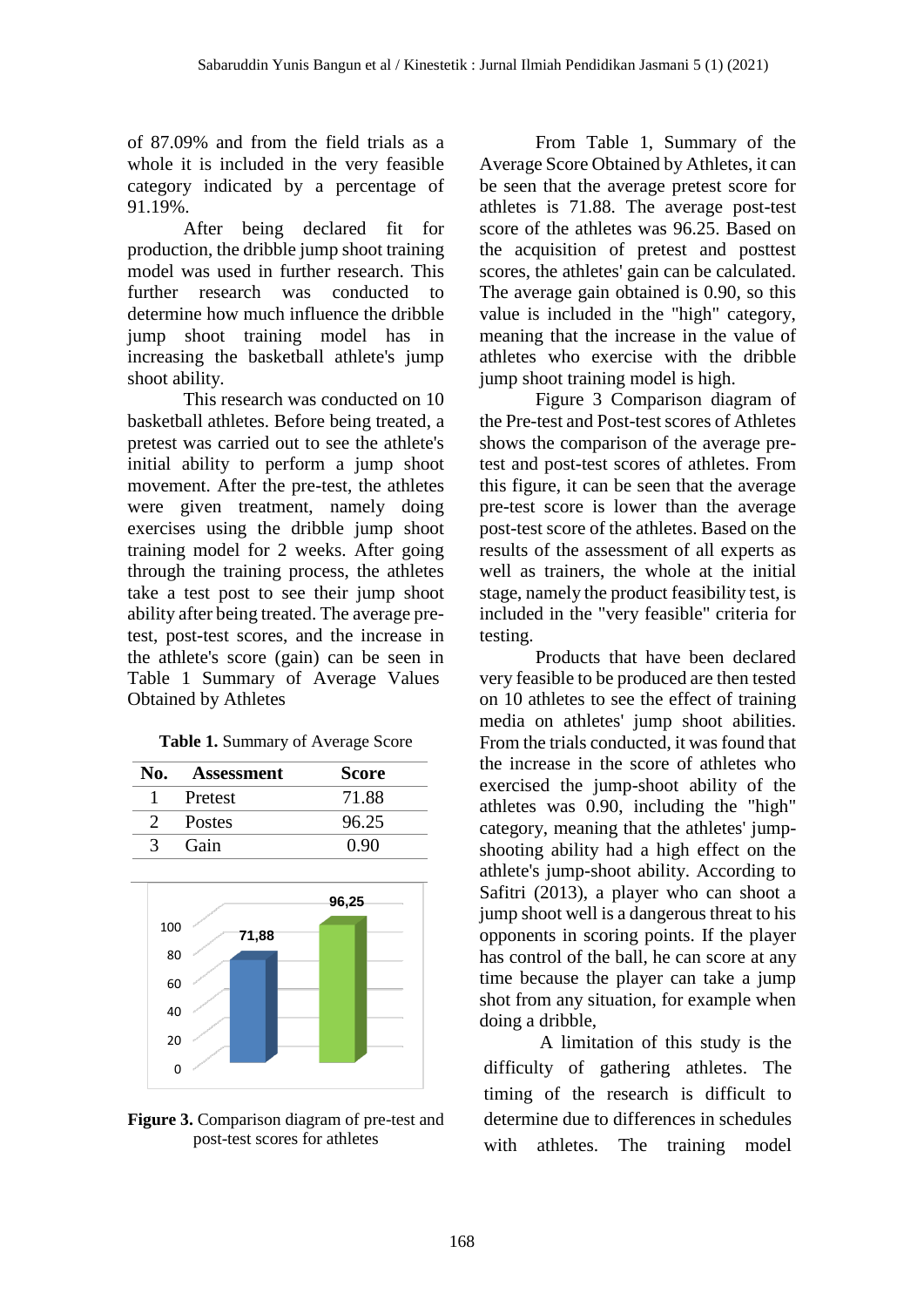of 87.09% and from the field trials as a whole it is included in the very feasible category indicated by a percentage of 91.19%.

After being declared fit for production, the dribble jump shoot training model was used in further research. This further research was conducted to determine how much influence the dribble jump shoot training model has in increasing the basketball athlete's jump shoot ability.

This research was conducted on 10 basketball athletes. Before being treated, a pretest was carried out to see the athlete's initial ability to perform a jump shoot movement. After the pre-test, the athletes were given treatment, namely doing exercises using the dribble jump shoot training model for 2 weeks. After going through the training process, the athletes take a test post to see their jump shoot ability after being treated. The average pre-test, post-test scores, and the increase in the athlete's score (gain) can be seen in Table 1 Summary of Average Values Obtained by Athletes

**Table 1.** Summary of Average Score

| No. | Assessment | Score |
|---|---|---|
| 1 | Pretest | 71.88 |
| 2 | Postes | 96.25 |
| 3 | Gain | 0.90 |

**Figure 3.** Comparison diagram of pre-test and post-test scores for athletes

From Table 1, Summary of the Average Score Obtained by Athletes, it can be seen that the average pretest score for athletes is 71.88. The average post-test score of the athletes was 96.25. Based on the acquisition of pretest and posttest scores, the athletes' gain can be calculated. The average gain obtained is 0.90, so this value is included in the "high" category, meaning that the increase in the value of athletes who exercise with the dribble jump shoot training model is high.

Figure 3 Comparison diagram of the Pre-test and Post-test scores of Athletes shows the comparison of the average pre-test and post-test scores of athletes. From this figure, it can be seen that the average pre-test score is lower than the average post-test score of the athletes. Based on the results of the assessment of all experts as well as trainers, the whole at the initial stage, namely the product feasibility test, is included in the "very feasible" criteria for testing.

Products that have been declared very feasible to be produced are then tested on 10 athletes to see the effect of training media on athletes' jump shoot abilities. From the trials conducted, it was found that the increase in the score of athletes who exercised the jump-shoot ability of the athletes was 0.90, including the "high" category, meaning that the athletes' jump-shooting ability had a high effect on the athlete's jump-shoot ability. According to Safitri (2013), a player who can shoot a jump shoot well is a dangerous threat to his opponents in scoring points. If the player has control of the ball, he can score at any time because the player can take a jump shot from any situation, for example when doing a dribble,

A limitation of this study is the difficulty of gathering athletes. The timing of the research is difficult to determine due to differences in schedules with athletes. The training model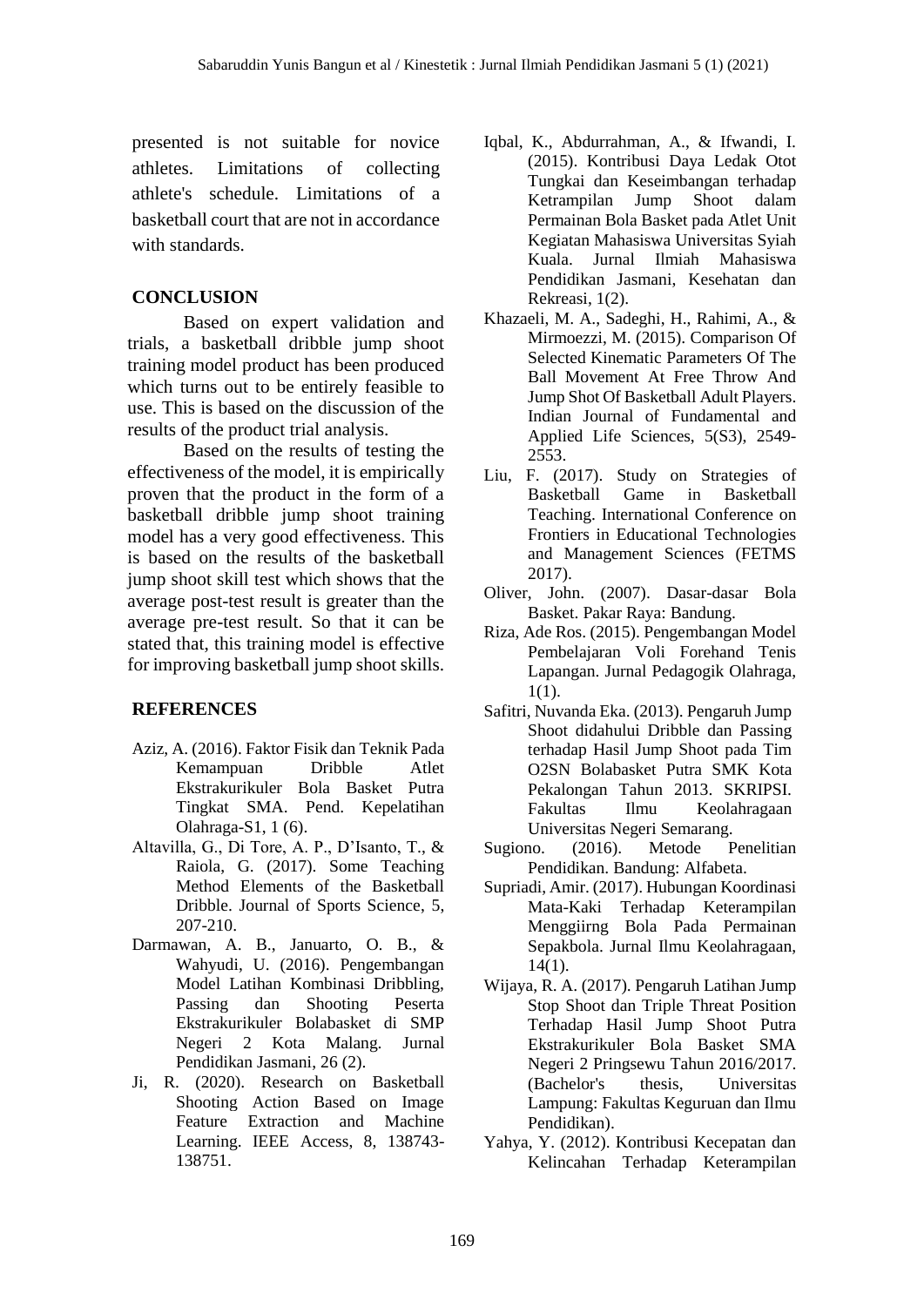presented is not suitable for novice athletes. Limitations of collecting athlete's schedule. Limitations of a basketball court that are not in accordance with standards.

## CONCLUSION

Based on expert validation and trials, a basketball dribble jump shoot training model product has been produced which turns out to be entirely feasible to use. This is based on the discussion of the results of the product trial analysis.

Based on the results of testing the effectiveness of the model, it is empirically proven that the product in the form of a basketball dribble jump shoot training model has a very good effectiveness. This is based on the results of the basketball jump shoot skill test which shows that the average post-test result is greater than the average pre-test result. So that it can be stated that, this training model is effective for improving basketball jump shoot skills.

## REFERENCES

Aziz, A. (2016). Faktor Fisik dan Teknik Pada Kemampuan Dribble Atlet Ekstrakurikuler Bola Basket Putra Tingkat SMA. Pend. Kepelatihan Olahraga-S1, 1 (6).

Altavilla, G., Di Tore, A. P., D'Isanto, T., & Raiola, G. (2017). Some Teaching Method Elements of the Basketball Dribble. Journal of Sports Science, 5, 207-210.

Darmawan, A. B., Januarto, O. B., & Wahyudi, U. (2016). Pengembangan Model Latihan Kombinasi Dribbling, Passing dan Shooting Peserta Ekstrakurikuler Bolabasket di SMP Negeri 2 Kota Malang. Jurnal Pendidikan Jasmani, 26 (2).

Ji, R. (2020). Research on Basketball Shooting Action Based on Image Feature Extraction and Machine Learning. IEEE Access, 8, 138743-138751.

Iqbal, K., Abdurrahman, A., & Ifwandi, I. (2015). Kontribusi Daya Ledak Otot Tungkai dan Keseimbangan terhadap Ketrampilan Jump Shoot dalam Permainan Bola Basket pada Atlet Unit Kegiatan Mahasiswa Universitas Syiah Kuala. Jurnal Ilmiah Mahasiswa Pendidikan Jasmani, Kesehatan dan Rekreasi, 1(2).

Khazaeli, M. A., Sadeghi, H., Rahimi, A., & Mirmoezzi, M. (2015). Comparison Of Selected Kinematic Parameters Of The Ball Movement At Free Throw And Jump Shot Of Basketball Adult Players. Indian Journal of Fundamental and Applied Life Sciences, 5(S3), 2549-2553.

Liu, F. (2017). Study on Strategies of Basketball Game in Basketball Teaching. International Conference on Frontiers in Educational Technologies and Management Sciences (FETMS 2017).

Oliver, John. (2007). Dasar-dasar Bola Basket. Pakar Raya: Bandung.

Riza, Ade Ros. (2015). Pengembangan Model Pembelajaran Voli Forehand Tenis Lapangan. Jurnal Pedagogik Olahraga, 1(1).

Safitri, Nuvanda Eka. (2013). Pengaruh Jump Shoot didahului Dribble dan Passing terhadap Hasil Jump Shoot pada Tim O2SN Bolabasket Putra SMK Kota Pekalongan Tahun 2013. SKRIPSI. Fakultas Ilmu Keolahragaan Universitas Negeri Semarang.

Sugiono. (2016). Metode Penelitian Pendidikan. Bandung: Alfabeta.

Supriadi, Amir. (2017). Hubungan Koordinasi Mata-Kaki Terhadap Keterampilan Menggiirng Bola Pada Permainan Sepakbola. Jurnal Ilmu Keolahragaan, 14(1).

Wijaya, R. A. (2017). Pengaruh Latihan Jump Stop Shoot dan Triple Threat Position Terhadap Hasil Jump Shoot Putra Ekstrakurikuler Bola Basket SMA Negeri 2 Pringsewu Tahun 2016/2017. (Bachelor's thesis, Universitas Lampung: Fakultas Keguruan dan Ilmu Pendidikan).

Yahya, Y. (2012). Kontribusi Kecepatan dan Kelincahan Terhadap Keterampilan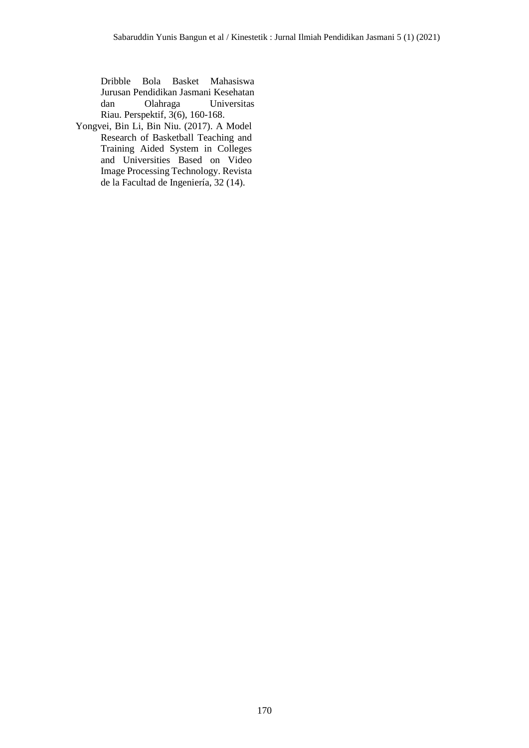Dribble Bola Basket Mahasiswa Jurusan Pendidikan Jasmani Kesehatan dan Olahraga Universitas Riau. Perspektif, 3(6), 160-168.

Yongvei, Bin Li, Bin Niu. (2017). A Model Research of Basketball Teaching and Training Aided System in Colleges and Universities Based on Video Image Processing Technology. Revista de la Facultad de Ingeniería, 32 (14).